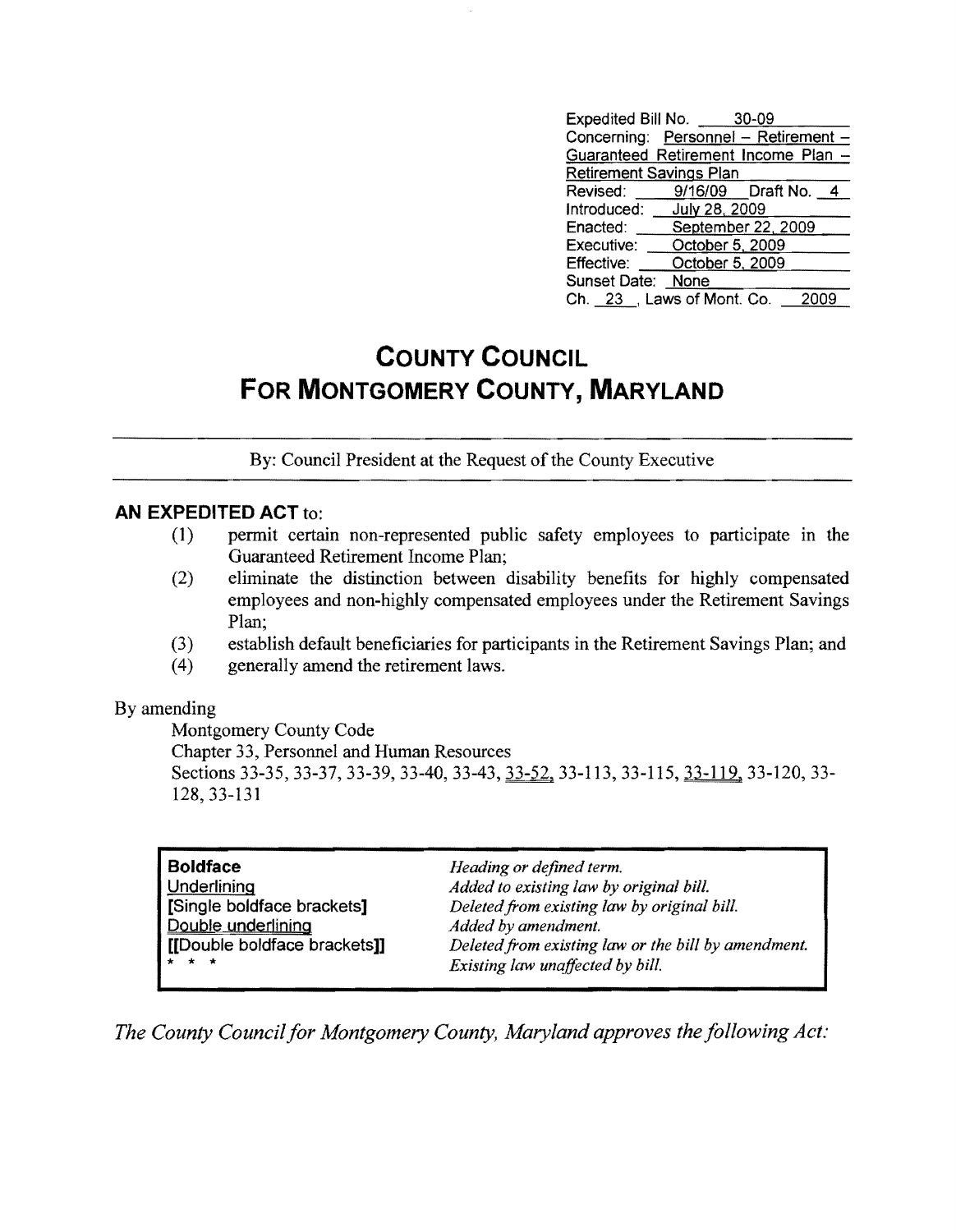Expedited Bill No. 30-09
Concerning: Personnel – Retirement – Guaranteed Retirement Income Plan – Retirement Savings Plan
Revised: 9/16/09 Draft No. 4
Introduced: July 28, 2009
Enacted: September 22, 2009
Executive: October 5, 2009
Effective: October 5, 2009
Sunset Date: None
Ch. 23, Laws of Mont. Co. 2009

# COUNTY COUNCIL FOR MONTGOMERY COUNTY, MARYLAND

By: Council President at the Request of the County Executive

## AN EXPEDITED ACT to:

(1) permit certain non-represented public safety employees to participate in the Guaranteed Retirement Income Plan;

(2) eliminate the distinction between disability benefits for highly compensated employees and non-highly compensated employees under the Retirement Savings Plan;

(3) establish default beneficiaries for participants in the Retirement Savings Plan; and

(4) generally amend the retirement laws.

By amending

Montgomery County Code
Chapter 33, Personnel and Human Resources
Sections 33-35, 33-37, 33-39, 33-40, 33-43, 33-52, 33-113, 33-115, 33-119, 33-120, 33-128, 33-131

| | |
|---|---|
| **Boldface** | *Heading or defined term.* |
| Underlining | *Added to existing law by original bill.* |
| **[Single boldface brackets]** | *Deleted from existing law by original bill.* |
| Double underlining | *Added by amendment.* |
| **[[Double boldface brackets]]** | *Deleted from existing law or the bill by amendment.* |
| * * * | *Existing law unaffected by bill.* |

*The County Council for Montgomery County, Maryland approves the following Act:*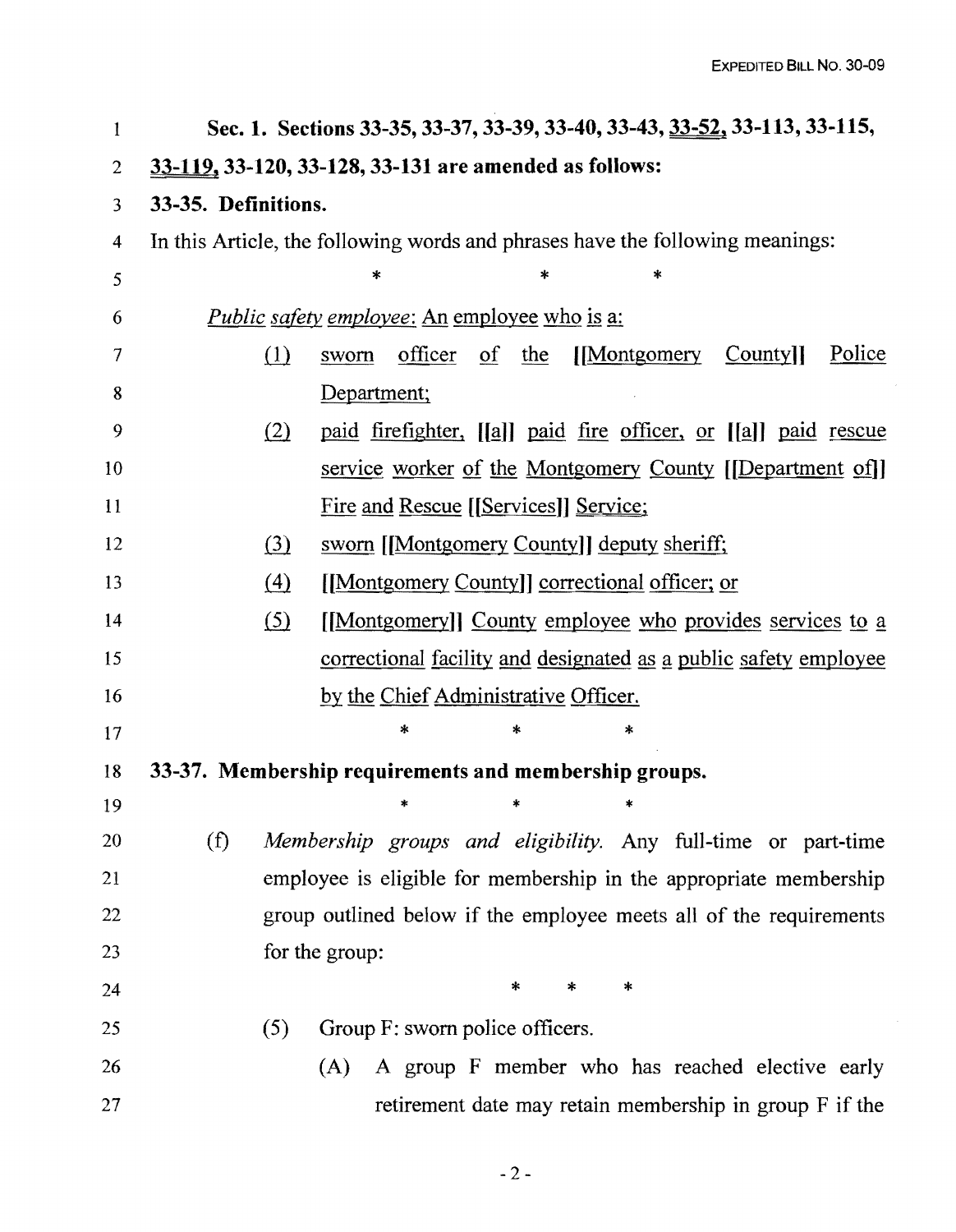**Sec. 1. Sections 33-35, 33-37, 33-39, 33-40, 33-43, 33-52, 33-113, 33-115, 33-119, 33-120, 33-128, 33-131 are amended as follows:**

**33-35. Definitions.**

In this Article, the following words and phrases have the following meanings:

\*   \*   \*

*Public safety employee*: An employee who is a:

(1) sworn officer of the [[Montgomery County]] Police Department;

(2) paid firefighter, [[a]] paid fire officer, or [[a]] paid rescue service worker of the Montgomery County [[Department of]] Fire and Rescue [[Services]] Service;

(3) sworn [[Montgomery County]] deputy sheriff;

(4) [[Montgomery County]] correctional officer; or

(5) [[Montgomery]] County employee who provides services to a correctional facility and designated as a public safety employee by the Chief Administrative Officer.

\*   \*   \*

**33-37. Membership requirements and membership groups.**

\*   \*   \*

(f) *Membership groups and eligibility.* Any full-time or part-time employee is eligible for membership in the appropriate membership group outlined below if the employee meets all of the requirements for the group:

\*   \*   \*

(5) Group F: sworn police officers.

(A) A group F member who has reached elective early retirement date may retain membership in group F if the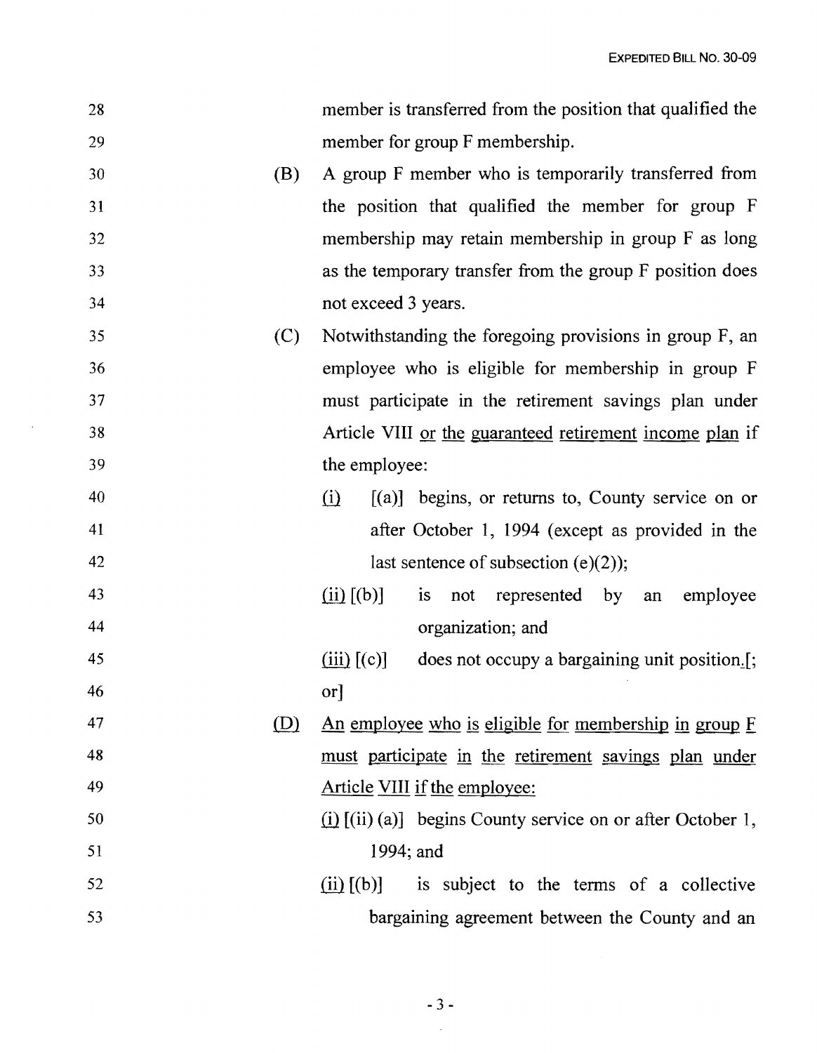member is transferred from the position that qualified the member for group F membership.

(B) A group F member who is temporarily transferred from the position that qualified the member for group F membership may retain membership in group F as long as the temporary transfer from the group F position does not exceed 3 years.

(C) Notwithstanding the foregoing provisions in group F, an employee who is eligible for membership in group F must participate in the retirement savings plan under Article VIII or the guaranteed retirement income plan if the employee:

(i) [(a)] begins, or returns to, County service on or after October 1, 1994 (except as provided in the last sentence of subsection (e)(2));

(ii) [(b)] is not represented by an employee organization; and

(iii) [(c)] does not occupy a bargaining unit position.[; or]

(D) An employee who is eligible for membership in group F must participate in the retirement savings plan under Article VIII if the employee:

(i) [(ii) (a)] begins County service on or after October 1, 1994; and

(ii) [(b)] is subject to the terms of a collective bargaining agreement between the County and an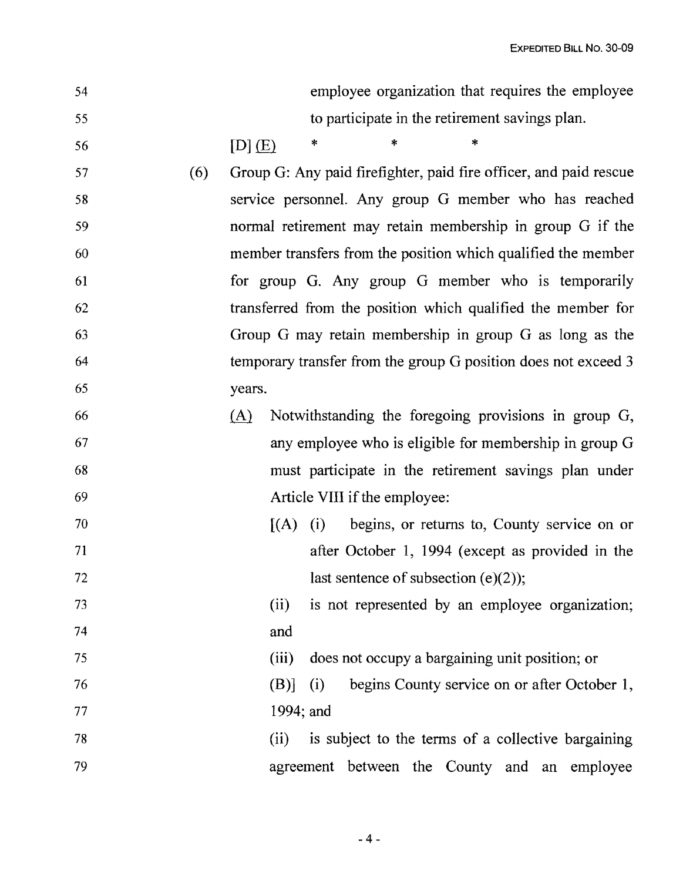employee organization that requires the employee to participate in the retirement savings plan.

[D] <u>(E)</u> * * *

(6) Group G: Any paid firefighter, paid fire officer, and paid rescue service personnel. Any group G member who has reached normal retirement may retain membership in group G if the member transfers from the position which qualified the member for group G. Any group G member who is temporarily transferred from the position which qualified the member for Group G may retain membership in group G as long as the temporary transfer from the group G position does not exceed 3 years.

<u>(A)</u> Notwithstanding the foregoing provisions in group G, any employee who is eligible for membership in group G must participate in the retirement savings plan under Article VIII if the employee:

[(A) (i) begins, or returns to, County service on or after October 1, 1994 (except as provided in the last sentence of subsection (e)(2));

(ii) is not represented by an employee organization; and

(iii) does not occupy a bargaining unit position; or

(B)] (i) begins County service on or after October 1, 1994; and

(ii) is subject to the terms of a collective bargaining agreement between the County and an employee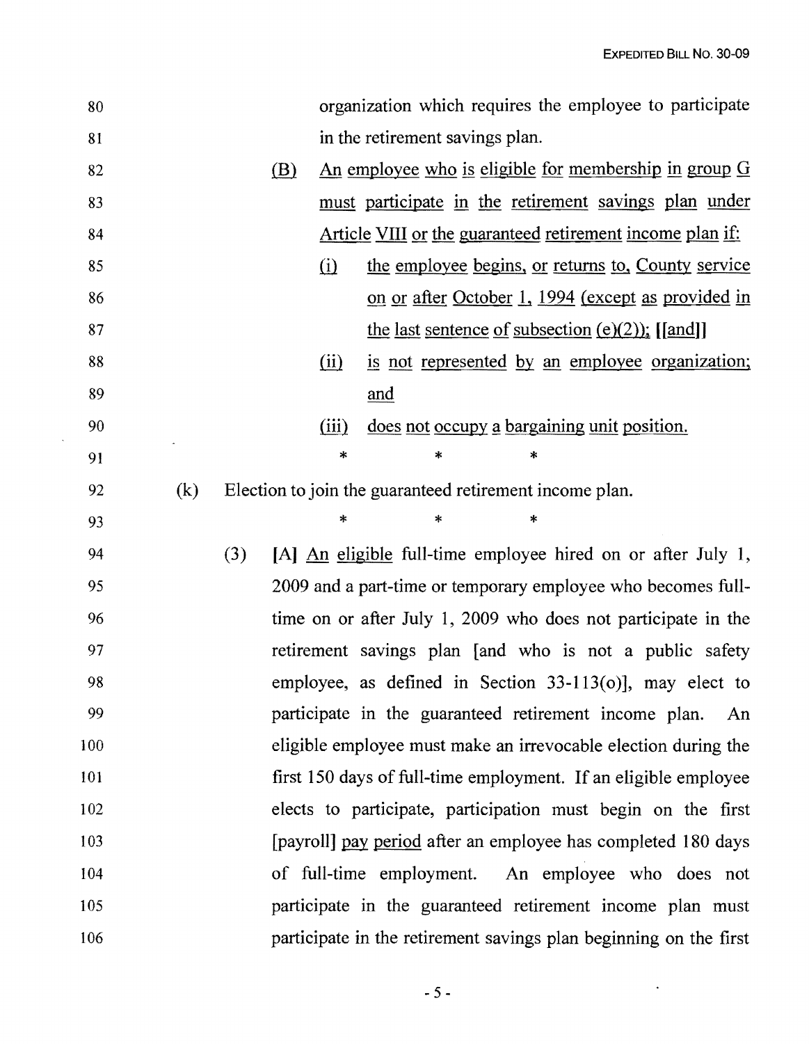organization which requires the employee to participate in the retirement savings plan.

(B) An employee who is eligible for membership in group G must participate in the retirement savings plan under Article VIII or the guaranteed retirement income plan if:

(i) the employee begins, or returns to, County service on or after October 1, 1994 (except as provided in the last sentence of subsection (e)(2)); [[and]]

(ii) is not represented by an employee organization; and

(iii) does not occupy a bargaining unit position.

\* \* \*

(k) Election to join the guaranteed retirement income plan.

\* \* \*

(3) [A] An eligible full-time employee hired on or after July 1, 2009 and a part-time or temporary employee who becomes full-time on or after July 1, 2009 who does not participate in the retirement savings plan [and who is not a public safety employee, as defined in Section 33-113(o)], may elect to participate in the guaranteed retirement income plan. An eligible employee must make an irrevocable election during the first 150 days of full-time employment. If an eligible employee elects to participate, participation must begin on the first [payroll] pay period after an employee has completed 180 days of full-time employment. An employee who does not participate in the guaranteed retirement income plan must participate in the retirement savings plan beginning on the first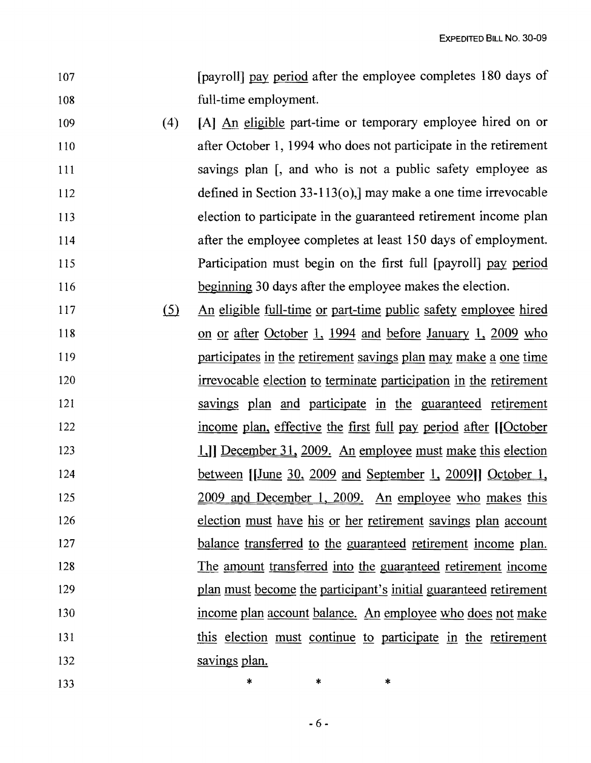[payroll] pay period after the employee completes 180 days of full-time employment.

(4) [A] An eligible part-time or temporary employee hired on or after October 1, 1994 who does not participate in the retirement savings plan [, and who is not a public safety employee as defined in Section 33-113(o),] may make a one time irrevocable election to participate in the guaranteed retirement income plan after the employee completes at least 150 days of employment. Participation must begin on the first full [payroll] pay period beginning 30 days after the employee makes the election.

(5) An eligible full-time or part-time public safety employee hired on or after October 1, 1994 and before January 1, 2009 who participates in the retirement savings plan may make a one time irrevocable election to terminate participation in the retirement savings plan and participate in the guaranteed retirement income plan, effective the first full pay period after [[October 1,]] December 31, 2009. An employee must make this election between [[June 30, 2009 and September 1, 2009]] October 1, 2009 and December 1, 2009. An employee who makes this election must have his or her retirement savings plan account balance transferred to the guaranteed retirement income plan. The amount transferred into the guaranteed retirement income plan must become the participant's initial guaranteed retirement income plan account balance. An employee who does not make this election must continue to participate in the retirement savings plan.

\* \* \*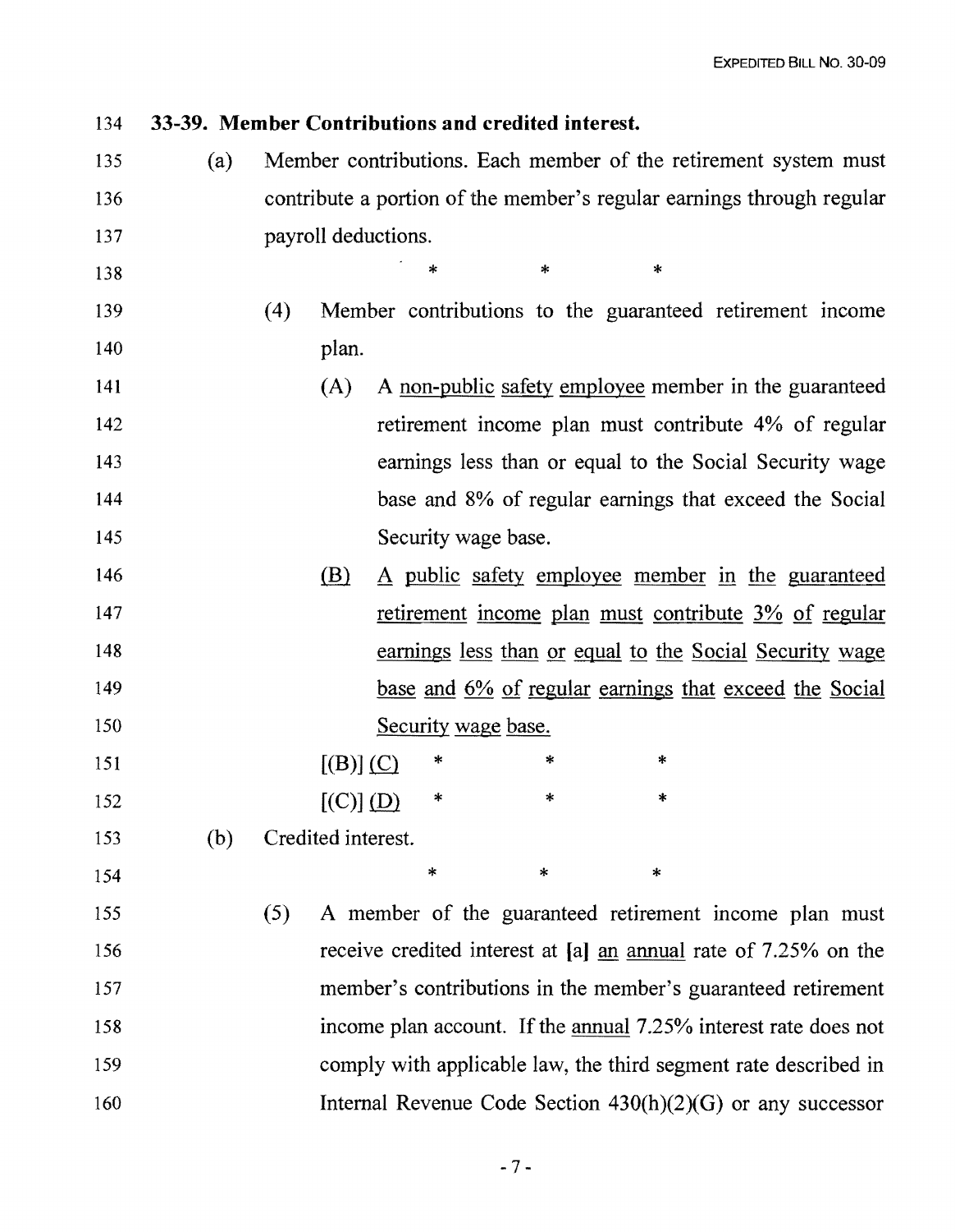**33-39. Member Contributions and credited interest.**

(a) Member contributions. Each member of the retirement system must contribute a portion of the member's regular earnings through regular payroll deductions.

\* \* \*

(4) Member contributions to the guaranteed retirement income plan.

(A) A <u>non-public safety employee</u> member in the guaranteed retirement income plan must contribute 4% of regular earnings less than or equal to the Social Security wage base and 8% of regular earnings that exceed the Social Security wage base.

<u>(B) A public safety employee member in the guaranteed retirement income plan must contribute 3% of regular earnings less than or equal to the Social Security wage base and 6% of regular earnings that exceed the Social Security wage base.</u>

[(B)] <u>(C)</u> \* \* \*

[(C)] <u>(D)</u> \* \* \*

(b) Credited interest.

\* \* \*

(5) A member of the guaranteed retirement income plan must receive credited interest at [a] <u>an annual</u> rate of 7.25% on the member's contributions in the member's guaranteed retirement income plan account. If the <u>annual</u> 7.25% interest rate does not comply with applicable law, the third segment rate described in Internal Revenue Code Section 430(h)(2)(G) or any successor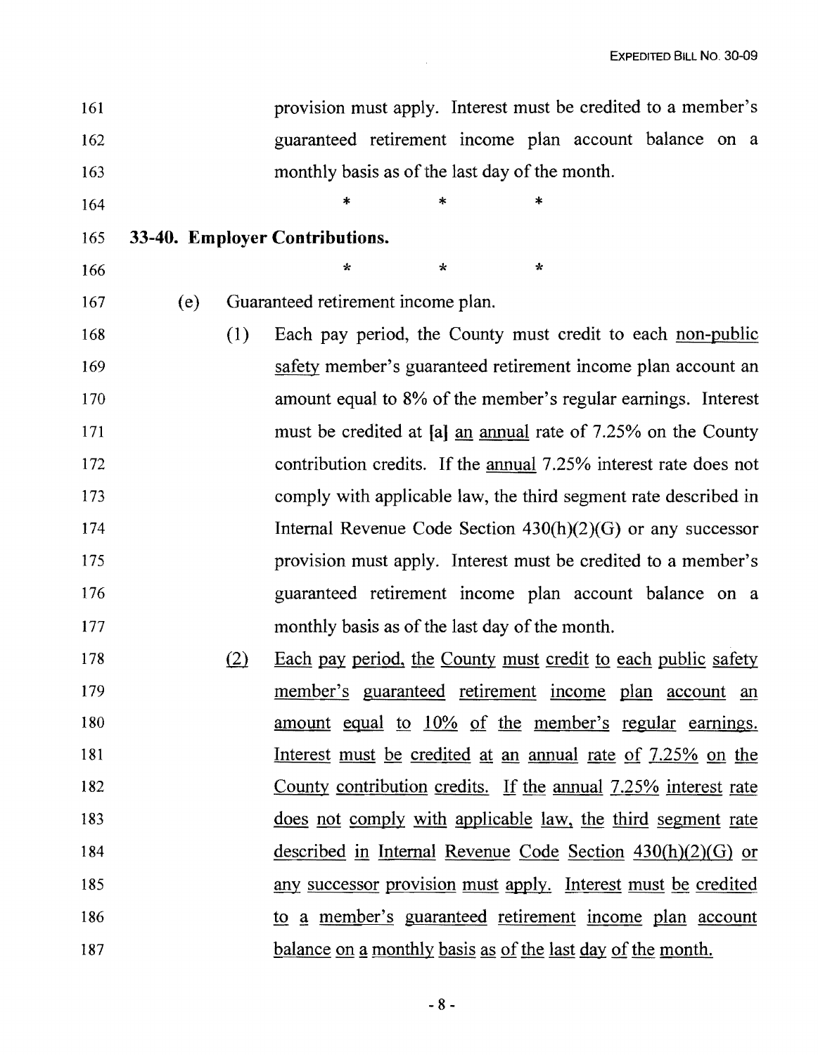provision must apply. Interest must be credited to a member's guaranteed retirement income plan account balance on a monthly basis as of the last day of the month.

\* \* \*

**33-40. Employer Contributions.**

\* \* \*

(e) Guaranteed retirement income plan.

(1) Each pay period, the County must credit to each non-public safety member's guaranteed retirement income plan account an amount equal to 8% of the member's regular earnings. Interest must be credited at [a] an annual rate of 7.25% on the County contribution credits. If the annual 7.25% interest rate does not comply with applicable law, the third segment rate described in Internal Revenue Code Section 430(h)(2)(G) or any successor provision must apply. Interest must be credited to a member's guaranteed retirement income plan account balance on a monthly basis as of the last day of the month.

(2) Each pay period, the County must credit to each public safety member's guaranteed retirement income plan account an amount equal to 10% of the member's regular earnings. Interest must be credited at an annual rate of 7.25% on the County contribution credits. If the annual 7.25% interest rate does not comply with applicable law, the third segment rate described in Internal Revenue Code Section 430(h)(2)(G) or any successor provision must apply. Interest must be credited to a member's guaranteed retirement income plan account balance on a monthly basis as of the last day of the month.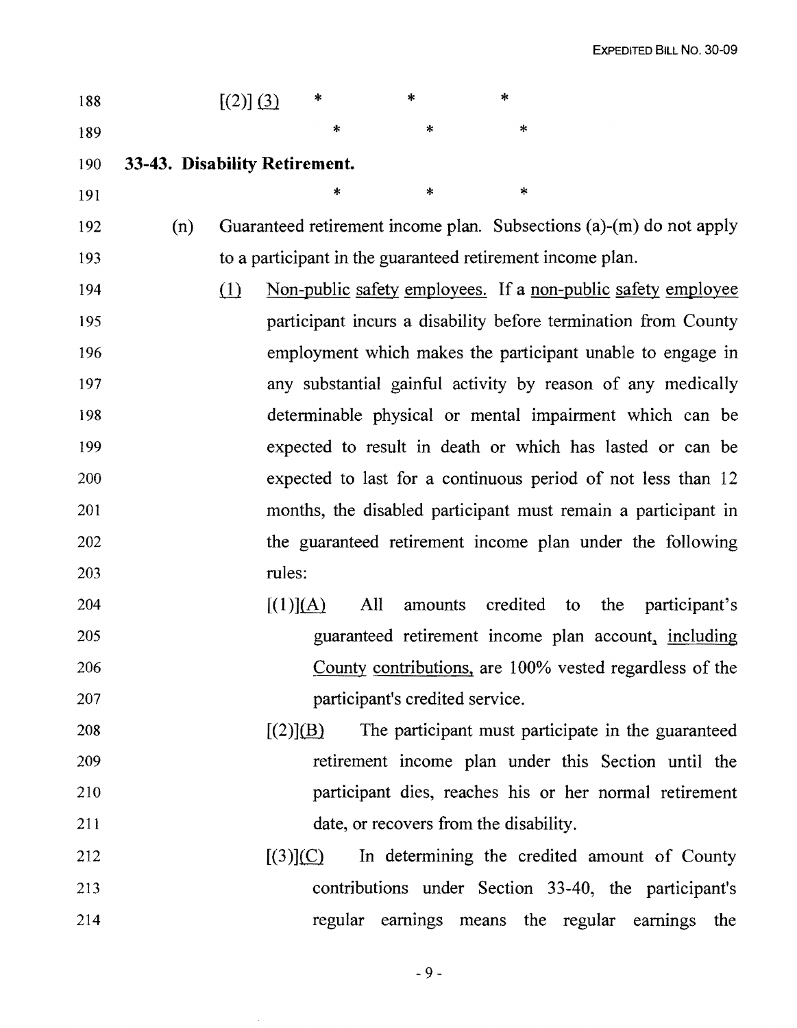[(2)] (3) * * *

* * *

**33-43. Disability Retirement.**

* * *

(n) Guaranteed retirement income plan. Subsections (a)-(m) do not apply to a participant in the guaranteed retirement income plan.

(1) Non-public safety employees. If a non-public safety employee participant incurs a disability before termination from County employment which makes the participant unable to engage in any substantial gainful activity by reason of any medically determinable physical or mental impairment which can be expected to result in death or which has lasted or can be expected to last for a continuous period of not less than 12 months, the disabled participant must remain a participant in the guaranteed retirement income plan under the following rules:

[(1)](A) All amounts credited to the participant's guaranteed retirement income plan account, including County contributions, are 100% vested regardless of the participant's credited service.

[(2)](B) The participant must participate in the guaranteed retirement income plan under this Section until the participant dies, reaches his or her normal retirement date, or recovers from the disability.

[(3)](C) In determining the credited amount of County contributions under Section 33-40, the participant's regular earnings means the regular earnings the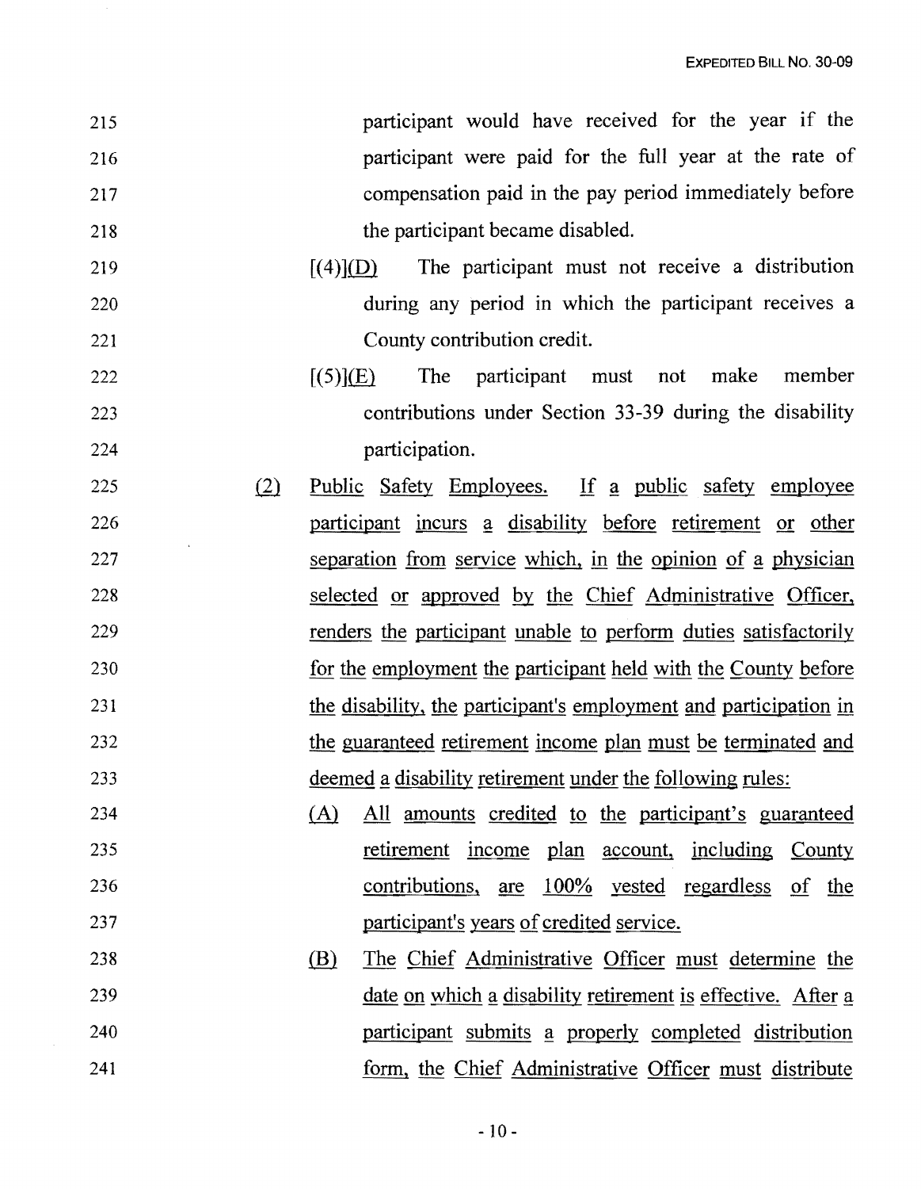participant would have received for the year if the participant were paid for the full year at the rate of compensation paid in the pay period immediately before the participant became disabled.

[(4)](D) The participant must not receive a distribution during any period in which the participant receives a County contribution credit.

[(5)](E) The participant must not make member contributions under Section 33-39 during the disability participation.

(2) Public Safety Employees. If a public safety employee participant incurs a disability before retirement or other separation from service which, in the opinion of a physician selected or approved by the Chief Administrative Officer, renders the participant unable to perform duties satisfactorily for the employment the participant held with the County before the disability, the participant's employment and participation in the guaranteed retirement income plan must be terminated and deemed a disability retirement under the following rules:

(A) All amounts credited to the participant's guaranteed retirement income plan account, including County contributions, are 100% vested regardless of the participant's years of credited service.

(B) The Chief Administrative Officer must determine the date on which a disability retirement is effective. After a participant submits a properly completed distribution form, the Chief Administrative Officer must distribute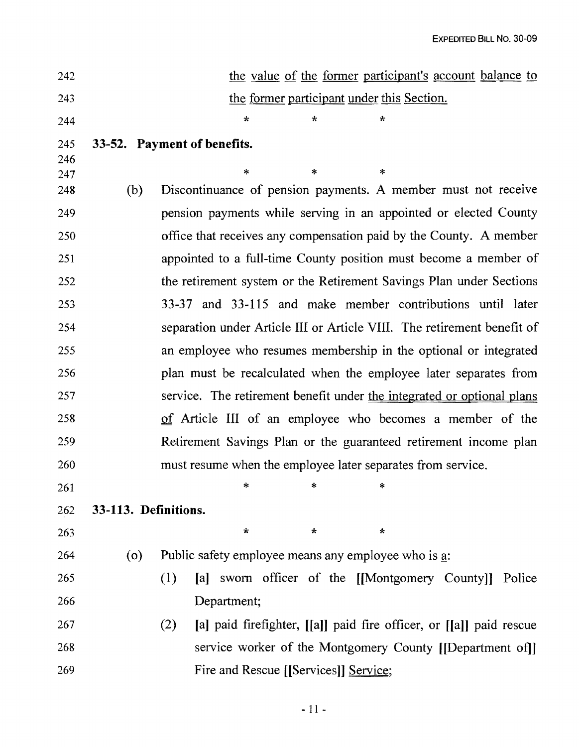the value of the former participant's account balance to the former participant under this Section.

\* \* \*

**33-52. Payment of benefits.**

\* \* \*

(b) Discontinuance of pension payments. A member must not receive pension payments while serving in an appointed or elected County office that receives any compensation paid by the County. A member appointed to a full-time County position must become a member of the retirement system or the Retirement Savings Plan under Sections 33-37 and 33-115 and make member contributions until later separation under Article III or Article VIII. The retirement benefit of an employee who resumes membership in the optional or integrated plan must be recalculated when the employee later separates from service. The retirement benefit under the integrated or optional plans of Article III of an employee who becomes a member of the Retirement Savings Plan or the guaranteed retirement income plan must resume when the employee later separates from service.

\* \* \*

**33-113. Definitions.**

\* \* \*

(o) Public safety employee means any employee who is a:

(1) [a] sworn officer of the [[Montgomery County]] Police Department;

(2) [a] paid firefighter, [[a]] paid fire officer, or [[a]] paid rescue service worker of the Montgomery County [[Department of]] Fire and Rescue [[Services]] Service;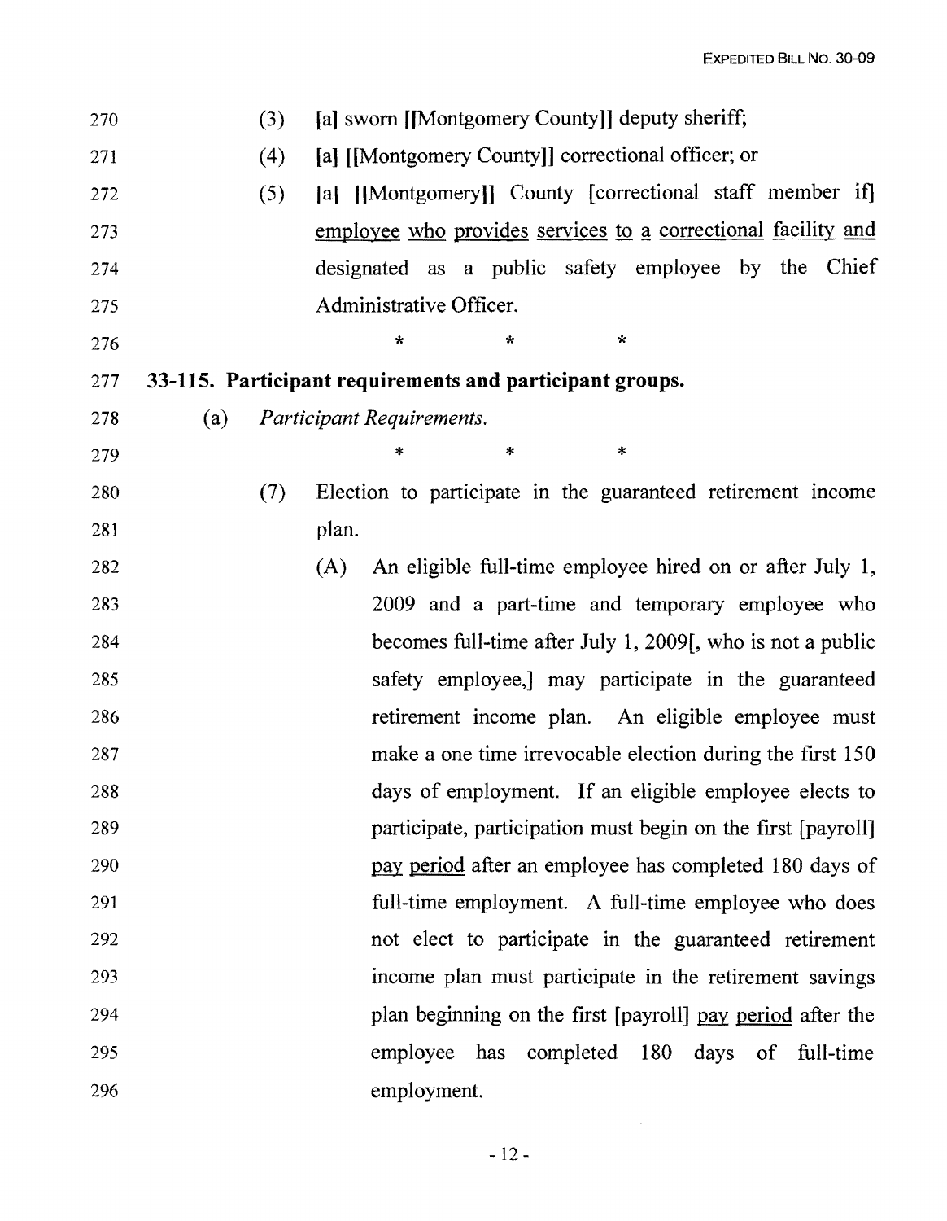(3) [a] sworn [[Montgomery County]] deputy sheriff;

(4) [a] [[Montgomery County]] correctional officer; or

(5) [a] [[Montgomery]] County [correctional staff member if] employee who provides services to a correctional facility and designated as a public safety employee by the Chief Administrative Officer.

\* \* \*

**33-115. Participant requirements and participant groups.**

(a) *Participant Requirements.*

\* \* \*

(7) Election to participate in the guaranteed retirement income plan.

(A) An eligible full-time employee hired on or after July 1, 2009 and a part-time and temporary employee who becomes full-time after July 1, 2009[, who is not a public safety employee,] may participate in the guaranteed retirement income plan. An eligible employee must make a one time irrevocable election during the first 150 days of employment. If an eligible employee elects to participate, participation must begin on the first [payroll] pay period after an employee has completed 180 days of full-time employment. A full-time employee who does not elect to participate in the guaranteed retirement income plan must participate in the retirement savings plan beginning on the first [payroll] pay period after the employee has completed 180 days of full-time employment.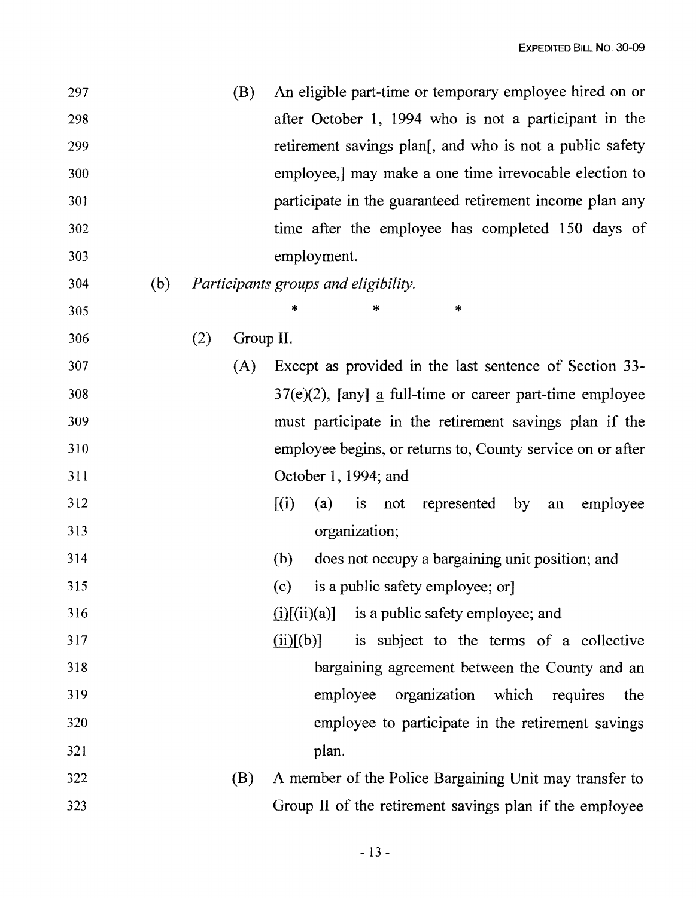297 (B) An eligible part-time or temporary employee hired on or
298 after October 1, 1994 who is not a participant in the
299 retirement savings plan[, and who is not a public safety
300 employee,] may make a one time irrevocable election to
301 participate in the guaranteed retirement income plan any
302 time after the employee has completed 150 days of
303 employment.

304 (b) *Participants groups and eligibility.*

305 \* \* \*

306 (2) Group II.

307 (A) Except as provided in the last sentence of Section 33-
308 37(e)(2), [any] a full-time or career part-time employee
309 must participate in the retirement savings plan if the
310 employee begins, or returns to, County service on or after
311 October 1, 1994; and

312 [(i) (a) is not represented by an employee
313 organization;

314 (b) does not occupy a bargaining unit position; and

315 (c) is a public safety employee; or]

316 (i)[(ii)(a)] is a public safety employee; and

317 (ii)[(b)] is subject to the terms of a collective
318 bargaining agreement between the County and an
319 employee organization which requires the
320 employee to participate in the retirement savings
321 plan.

322 (B) A member of the Police Bargaining Unit may transfer to
323 Group II of the retirement savings plan if the employee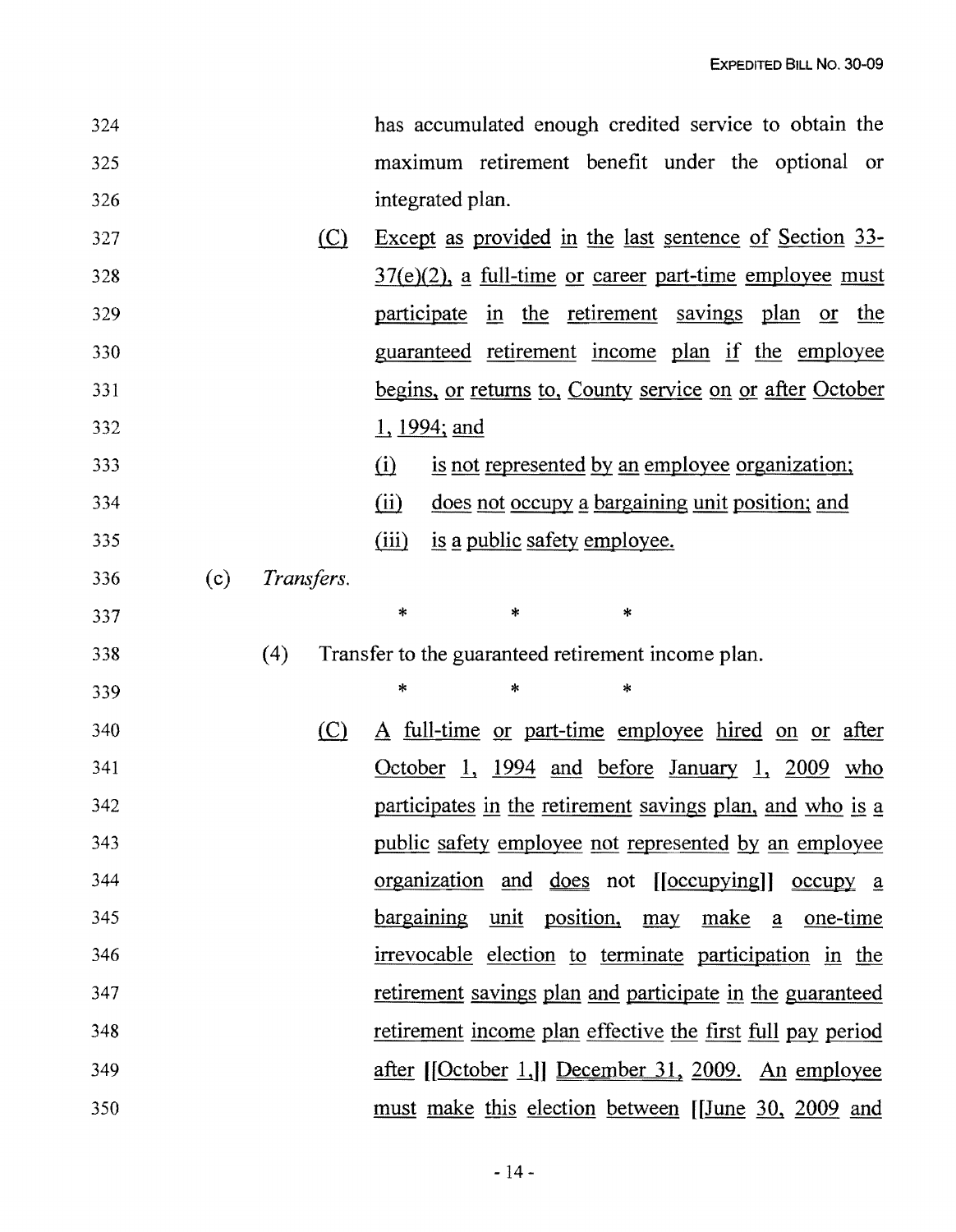has accumulated enough credited service to obtain the maximum retirement benefit under the optional or integrated plan.

(C) Except as provided in the last sentence of Section 33-37(e)(2), a full-time or career part-time employee must participate in the retirement savings plan or the guaranteed retirement income plan if the employee begins, or returns to, County service on or after October 1, 1994; and

(i) is not represented by an employee organization;

(ii) does not occupy a bargaining unit position; and

(iii) is a public safety employee.

(c) *Transfers.*

\* \* \*

(4) Transfer to the guaranteed retirement income plan.

\* \* \*

(C) A full-time or part-time employee hired on or after October 1, 1994 and before January 1, 2009 who participates in the retirement savings plan, and who is a public safety employee not represented by an employee organization and does not [[occupying]] occupy a bargaining unit position, may make a one-time irrevocable election to terminate participation in the retirement savings plan and participate in the guaranteed retirement income plan effective the first full pay period after [[October 1,]] December 31, 2009. An employee must make this election between [[June 30, 2009 and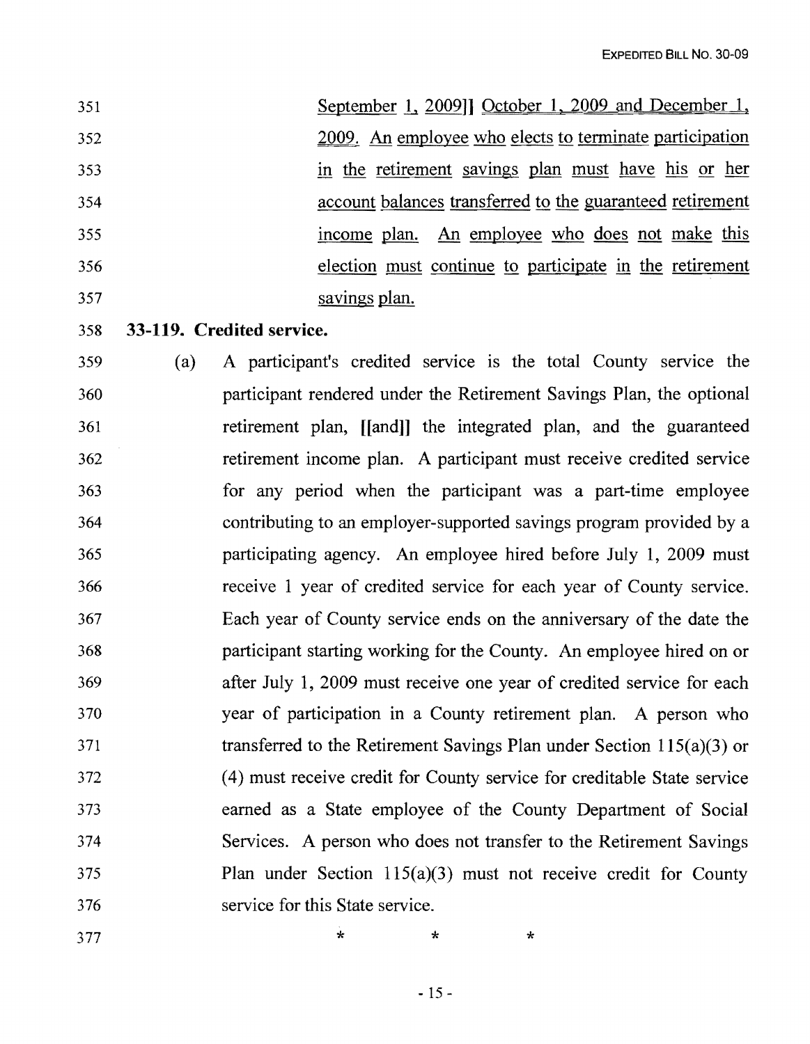September 1, 2009]] October 1, 2009 and December 1, 2009. An employee who elects to terminate participation in the retirement savings plan must have his or her account balances transferred to the guaranteed retirement income plan. An employee who does not make this election must continue to participate in the retirement savings plan.

**33-119. Credited service.**

(a) A participant's credited service is the total County service the participant rendered under the Retirement Savings Plan, the optional retirement plan, [[and]] the integrated plan, and the guaranteed retirement income plan. A participant must receive credited service for any period when the participant was a part-time employee contributing to an employer-supported savings program provided by a participating agency. An employee hired before July 1, 2009 must receive 1 year of credited service for each year of County service. Each year of County service ends on the anniversary of the date the participant starting working for the County. An employee hired on or after July 1, 2009 must receive one year of credited service for each year of participation in a County retirement plan. A person who transferred to the Retirement Savings Plan under Section 115(a)(3) or (4) must receive credit for County service for creditable State service earned as a State employee of the County Department of Social Services. A person who does not transfer to the Retirement Savings Plan under Section 115(a)(3) must not receive credit for County service for this State service.

\* \* \*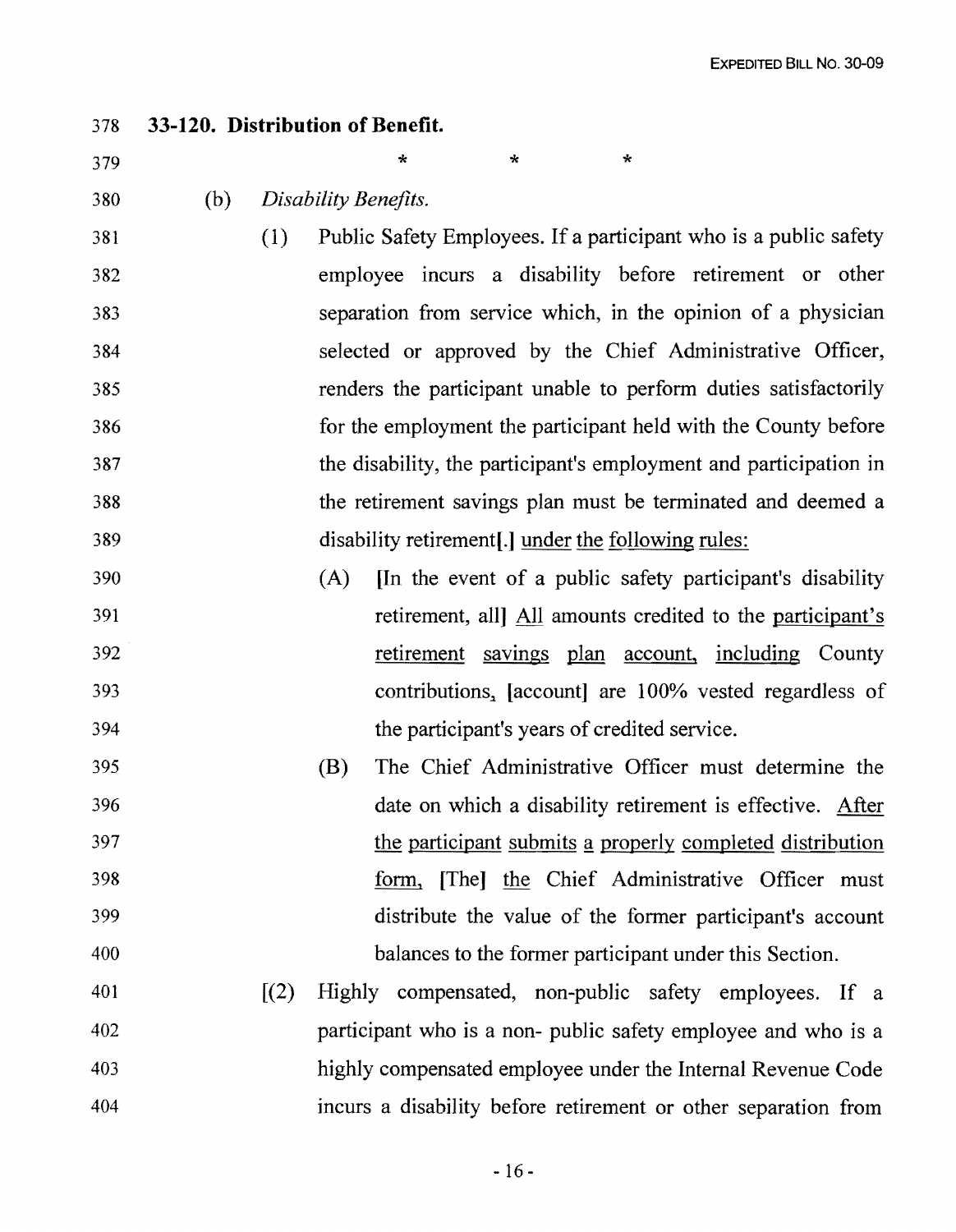**33-120. Distribution of Benefit.**

\* \* \*

(b) *Disability Benefits.*

(1) Public Safety Employees. If a participant who is a public safety employee incurs a disability before retirement or other separation from service which, in the opinion of a physician selected or approved by the Chief Administrative Officer, renders the participant unable to perform duties satisfactorily for the employment the participant held with the County before the disability, the participant's employment and participation in the retirement savings plan must be terminated and deemed a disability retirement[.] <u>under the following rules:</u>

(A) [In the event of a public safety participant's disability retirement, all] <u>All</u> amounts credited to the <u>participant's retirement savings plan account, including</u> County contributions, [account] are 100% vested regardless of the participant's years of credited service.

(B) The Chief Administrative Officer must determine the date on which a disability retirement is effective. <u>After the participant submits a properly completed distribution form,</u> [The] <u>the</u> Chief Administrative Officer must distribute the value of the former participant's account balances to the former participant under this Section.

[(2) Highly compensated, non-public safety employees. If a participant who is a non- public safety employee and who is a highly compensated employee under the Internal Revenue Code incurs a disability before retirement or other separation from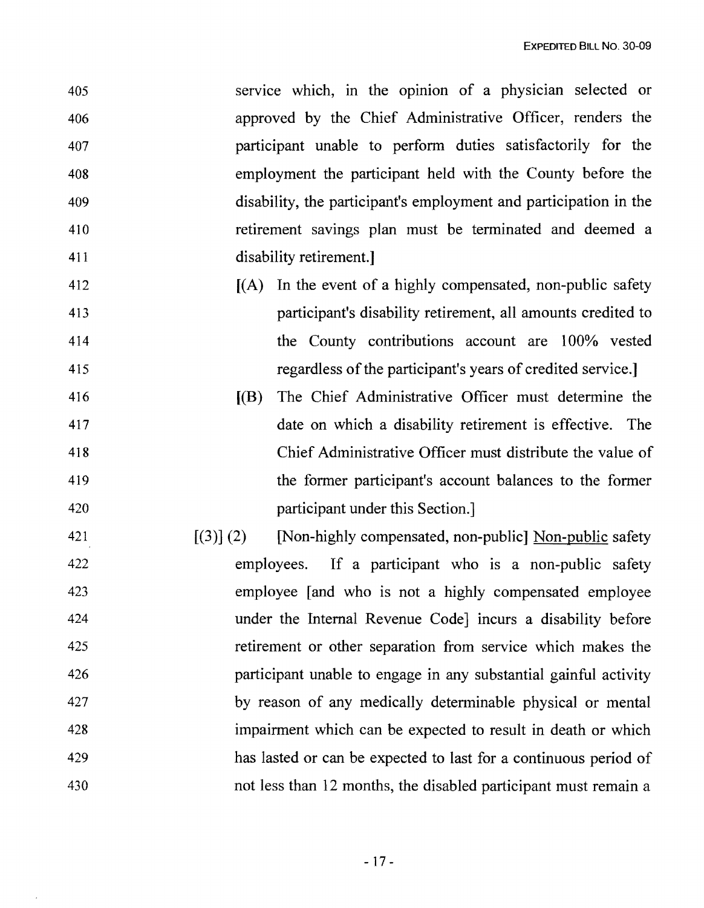405 service which, in the opinion of a physician selected or
406 approved by the Chief Administrative Officer, renders the
407 participant unable to perform duties satisfactorily for the
408 employment the participant held with the County before the
409 disability, the participant's employment and participation in the
410 retirement savings plan must be terminated and deemed a
411 disability retirement.]

412 [(A) In the event of a highly compensated, non-public safety
413 participant's disability retirement, all amounts credited to
414 the County contributions account are 100% vested
415 regardless of the participant's years of credited service.]

416 [(B) The Chief Administrative Officer must determine the
417 date on which a disability retirement is effective. The
418 Chief Administrative Officer must distribute the value of
419 the former participant's account balances to the former
420 participant under this Section.]

421 [(3)] (2) [Non-highly compensated, non-public] <u>Non-public</u> safety
422 employees. If a participant who is a non-public safety
423 employee [and who is not a highly compensated employee
424 under the Internal Revenue Code] incurs a disability before
425 retirement or other separation from service which makes the
426 participant unable to engage in any substantial gainful activity
427 by reason of any medically determinable physical or mental
428 impairment which can be expected to result in death or which
429 has lasted or can be expected to last for a continuous period of
430 not less than 12 months, the disabled participant must remain a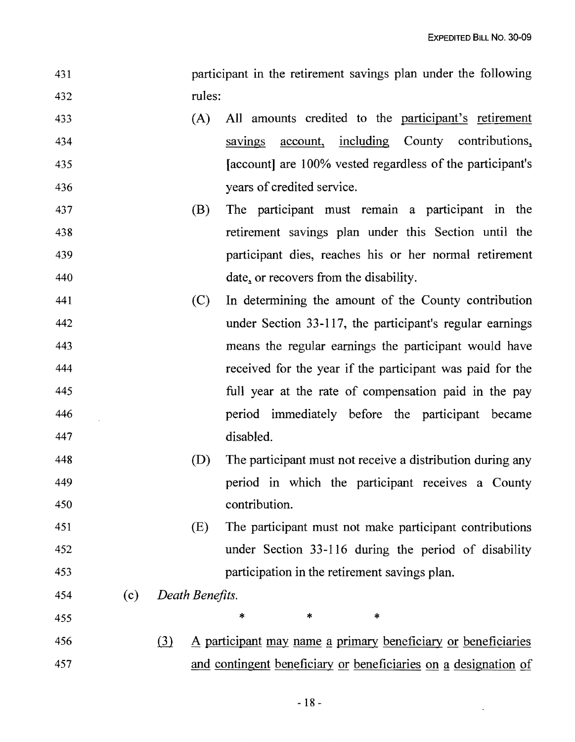participant in the retirement savings plan under the following rules:

(A) All amounts credited to the participant's retirement savings account, including County contributions, [account] are 100% vested regardless of the participant's years of credited service.

(B) The participant must remain a participant in the retirement savings plan under this Section until the participant dies, reaches his or her normal retirement date, or recovers from the disability.

(C) In determining the amount of the County contribution under Section 33-117, the participant's regular earnings means the regular earnings the participant would have received for the year if the participant was paid for the full year at the rate of compensation paid in the pay period immediately before the participant became disabled.

(D) The participant must not receive a distribution during any period in which the participant receives a County contribution.

(E) The participant must not make participant contributions under Section 33-116 during the period of disability participation in the retirement savings plan.

(c) *Death Benefits.*

\* \* \*

(3) A participant may name a primary beneficiary or beneficiaries and contingent beneficiary or beneficiaries on a designation of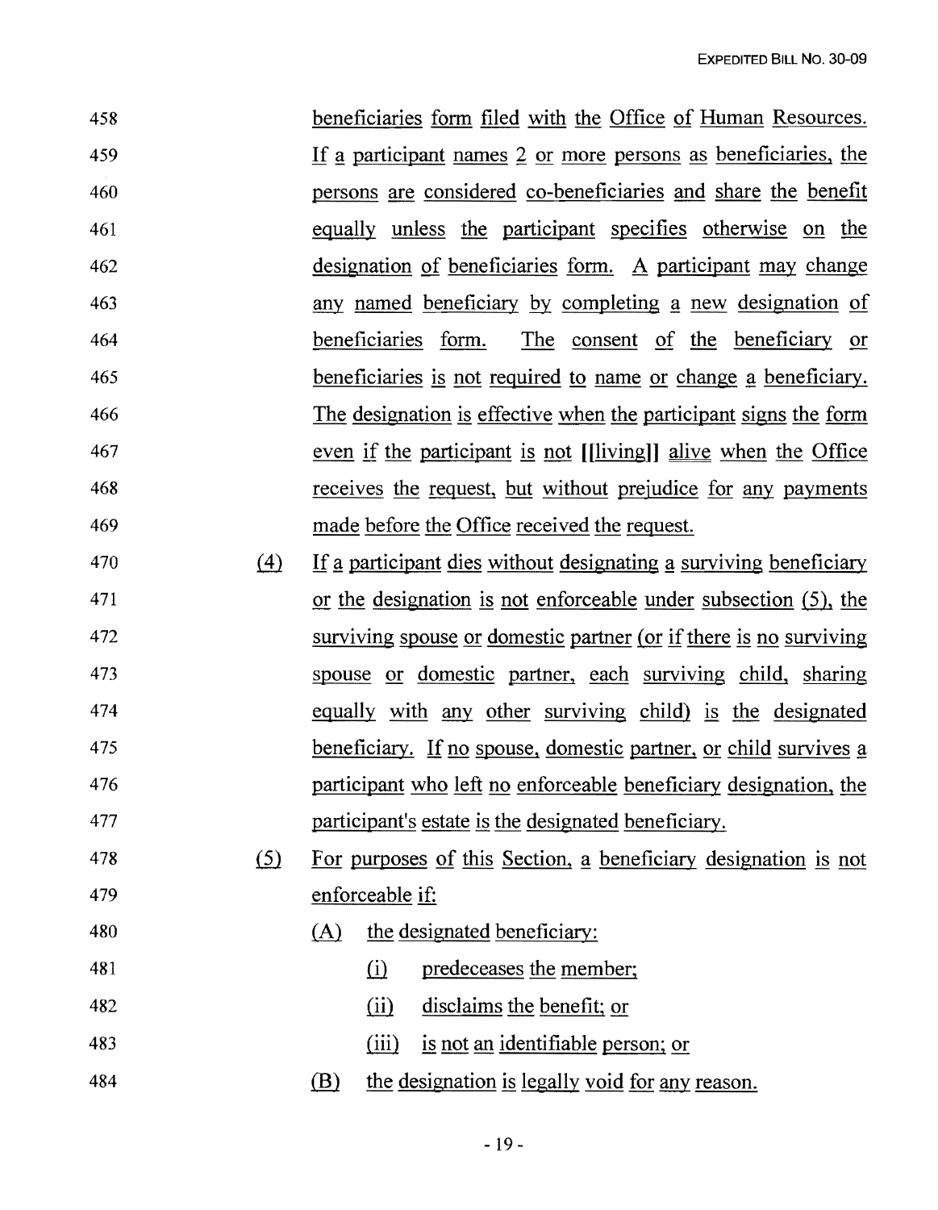beneficiaries form filed with the Office of Human Resources. If a participant names 2 or more persons as beneficiaries, the persons are considered co-beneficiaries and share the benefit equally unless the participant specifies otherwise on the designation of beneficiaries form. A participant may change any named beneficiary by completing a new designation of beneficiaries form. The consent of the beneficiary or beneficiaries is not required to name or change a beneficiary. The designation is effective when the participant signs the form even if the participant is not [[living]] alive when the Office receives the request, but without prejudice for any payments made before the Office received the request.

(4) If a participant dies without designating a surviving beneficiary or the designation is not enforceable under subsection (5), the surviving spouse or domestic partner (or if there is no surviving spouse or domestic partner, each surviving child, sharing equally with any other surviving child) is the designated beneficiary. If no spouse, domestic partner, or child survives a participant who left no enforceable beneficiary designation, the participant's estate is the designated beneficiary.

(5) For purposes of this Section, a beneficiary designation is not enforceable if:

(A) the designated beneficiary:

(i) predeceases the member;

(ii) disclaims the benefit; or

(iii) is not an identifiable person; or

(B) the designation is legally void for any reason.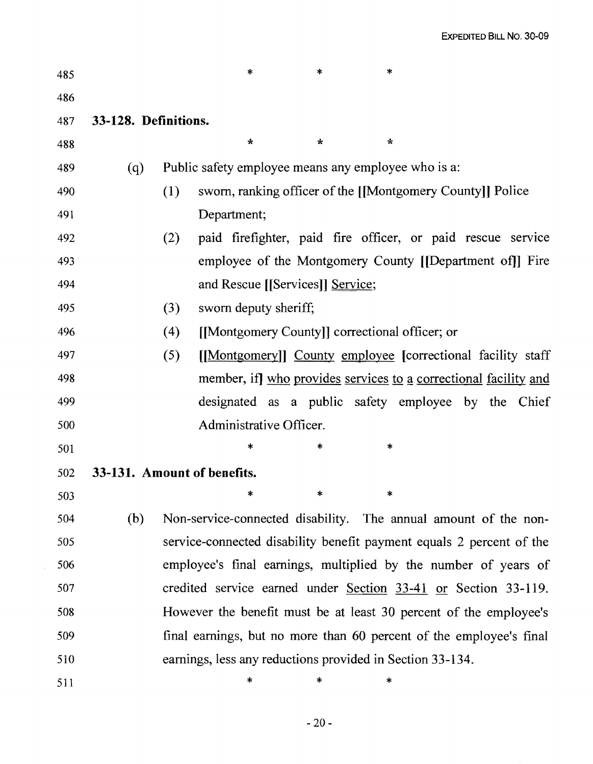\*　　　\*　　　\*

**33-128. Definitions.**

\*　　　\*　　　\*

(q) Public safety employee means any employee who is a:

(1) sworn, ranking officer of the [[Montgomery County]] Police Department;

(2) paid firefighter, paid fire officer, or paid rescue service employee of the Montgomery County [[Department of]] Fire and Rescue [[Services]] <u>Service</u>;

(3) sworn deputy sheriff;

(4) [[Montgomery County]] correctional officer; or

(5) [[<u>Montgomery</u>]] <u>County employee</u> [correctional facility staff member, if] <u>who provides services to a correctional facility and</u> designated as a public safety employee by the Chief Administrative Officer.

\*　　　\*　　　\*

**33-131. Amount of benefits.**

\*　　　\*　　　\*

(b) Non-service-connected disability. The annual amount of the non-service-connected disability benefit payment equals 2 percent of the employee's final earnings, multiplied by the number of years of credited service earned under <u>Section 33-41 or</u> Section 33-119. However the benefit must be at least 30 percent of the employee's final earnings, but no more than 60 percent of the employee's final earnings, less any reductions provided in Section 33-134.

\*　　　\*　　　\*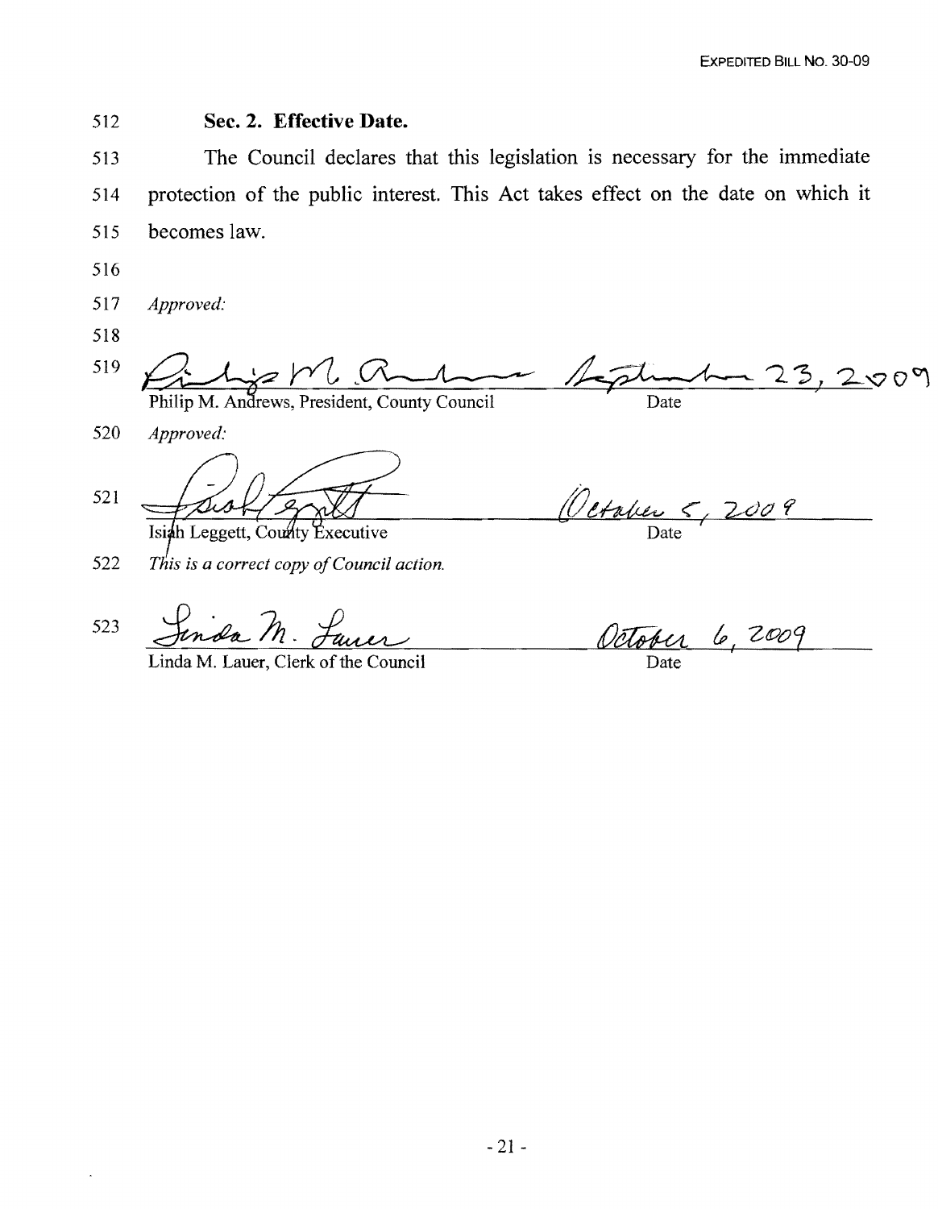512 **Sec. 2. Effective Date.**

513 The Council declares that this legislation is necessary for the immediate

514 protection of the public interest. This Act takes effect on the date on which it

515 becomes law.

516

517 *Approved:*

518

519 Philip M. Andrews, President, County Council — Date: September 23, 2009

520 *Approved:*

521 Isiah Leggett, County Executive — Date: October 5, 2009

522 *This is a correct copy of Council action.*

523 Linda M. Lauer, Clerk of the Council — Date: October 6, 2009